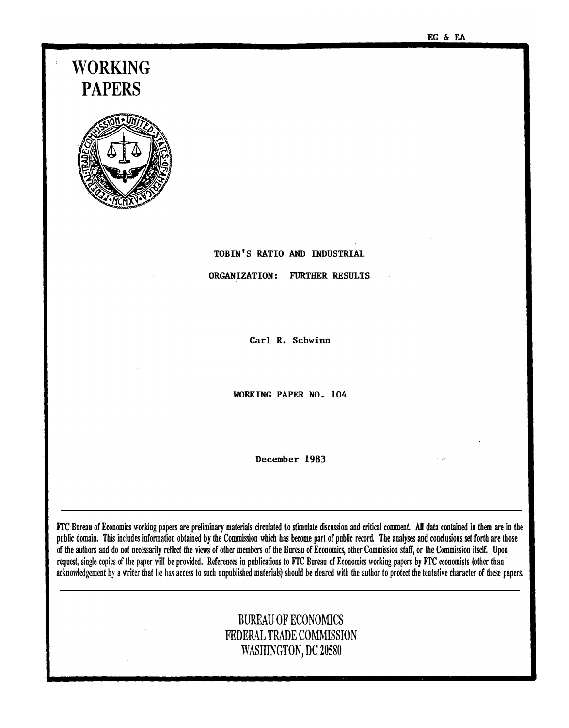EG & EA

# WORKING PAPERS

TOBIN'S RATIO AND INDUSTRIAL ORGANIZATION: FURTHER RESULTS

Carl R. Schwinn

WORKING PAPER NO. 104

December 1983

FTC Bureau of Economics working papers are preliminary materials circulated to stimulate discussion and critical comment. All data contained in them are in the public domain. This includes information obtained by the Commission which has become part of public record. The analyses and conclusions set forth are those of the authors and do not necessarily reflect the views of other members of the Bureau of Economics, other Commission staff, or the Commission itself. Upon request, single copies of the paper will be provided. References in publications to FTC Bureau of Economics working papers by FTC economists (other than acknowledgement by a writer that he has access to such unpublished materials) should be cleared with the author to protect the tentative character of these papers.

BUREAU OF ECONOMICS
FEDERAL TRADE COMMISSION
WASHINGTON, DC 20580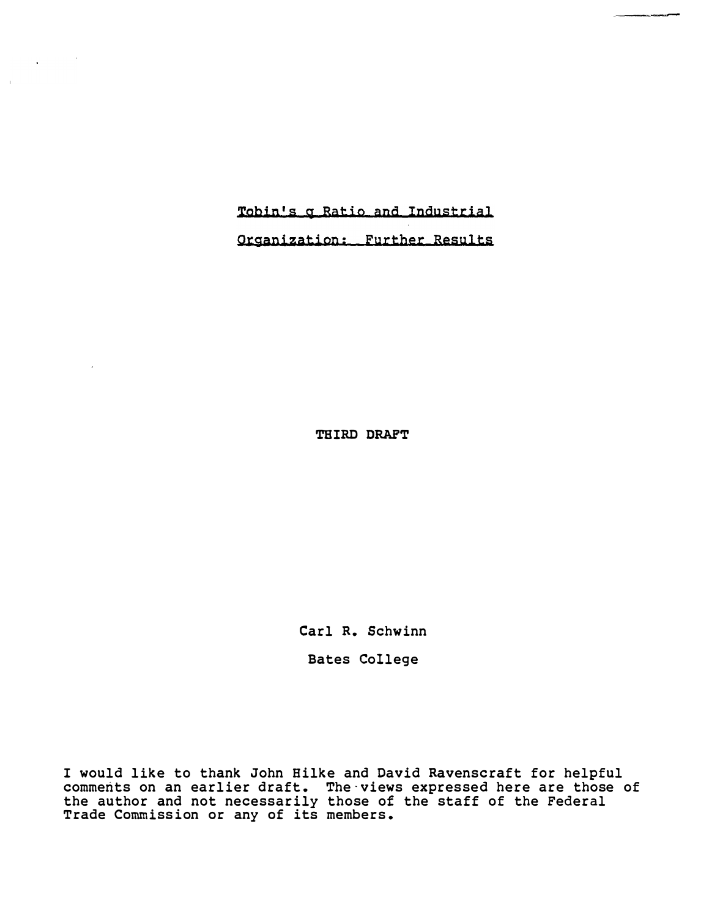# Tobin's q Ratio and Industrial Organization: Further Results

**THIRD DRAFT**

Carl R. Schwinn

Bates College

I would like to thank John Hilke and David Ravenscraft for helpful comments on an earlier draft. The views expressed here are those of the author and not necessarily those of the staff of the Federal Trade Commission or any of its members.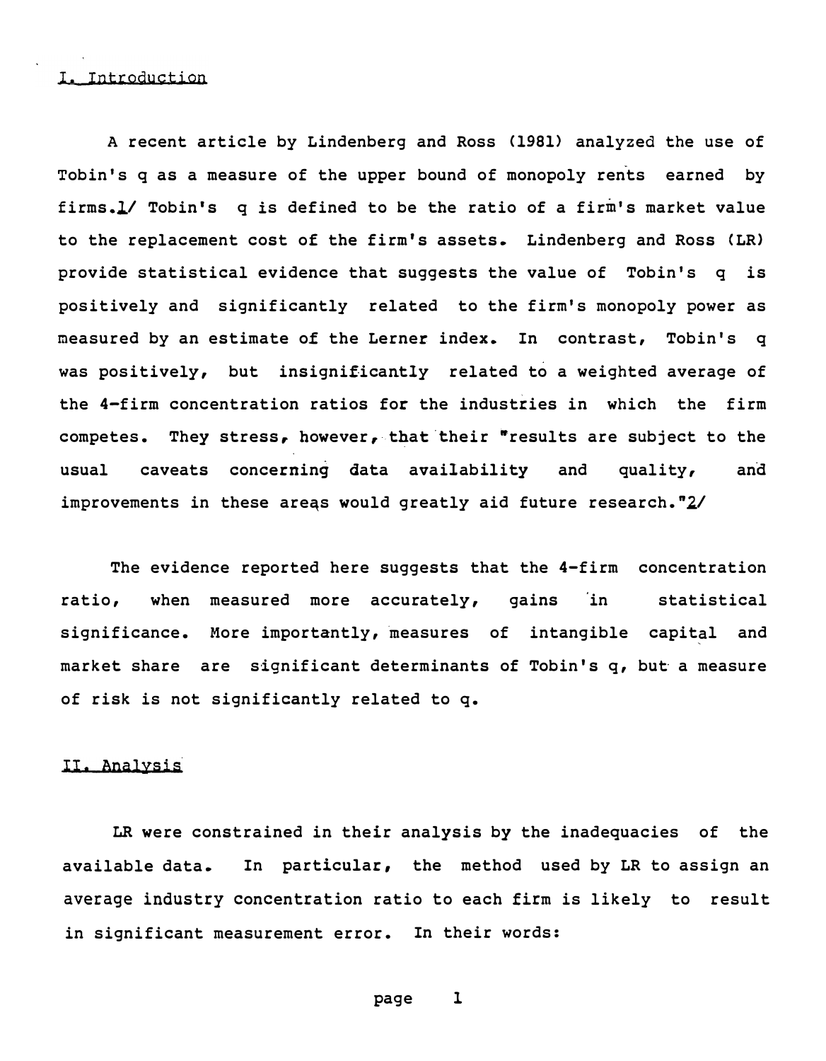## I. Introduction

A recent article by Lindenberg and Ross (1981) analyzed the use of Tobin's q as a measure of the upper bound of monopoly rents earned by firms.1/ Tobin's q is defined to be the ratio of a firm's market value to the replacement cost of the firm's assets. Lindenberg and Ross (LR) provide statistical evidence that suggests the value of Tobin's q is positively and significantly related to the firm's monopoly power as measured by an estimate of the Lerner index. In contrast, Tobin's q was positively, but insignificantly related to a weighted average of the 4-firm concentration ratios for the industries in which the firm competes. They stress, however, that their "results are subject to the usual caveats concerning data availability and quality, and improvements in these areas would greatly aid future research."2/

The evidence reported here suggests that the 4-firm concentration ratio, when measured more accurately, gains in statistical significance. More importantly, measures of intangible capital and market share are significant determinants of Tobin's q, but a measure of risk is not significantly related to q.

## II. Analysis

LR were constrained in their analysis by the inadequacies of the available data. In particular, the method used by LR to assign an average industry concentration ratio to each firm is likely to result in significant measurement error. In their words: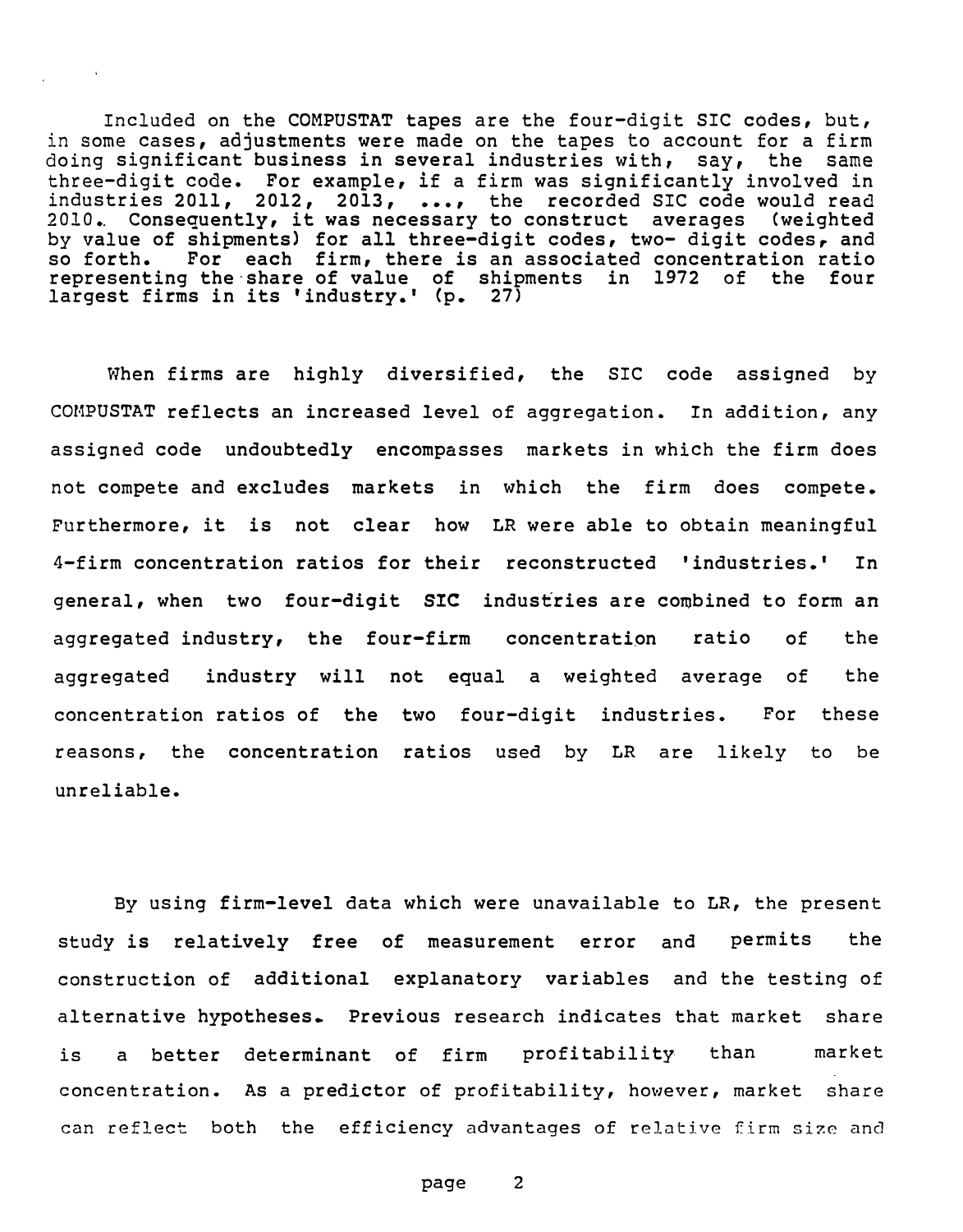Included on the COMPUSTAT tapes are the four-digit SIC codes, but, in some cases, adjustments were made on the tapes to account for a firm doing significant business in several industries with, say, the same three-digit code. For example, if a firm was significantly involved in industries 2011, 2012, 2013, ..., the recorded SIC code would read 2010. Consequently, it was necessary to construct averages (weighted by value of shipments) for all three-digit codes, two- digit codes, and so forth. For each firm, there is an associated concentration ratio representing the share of value of shipments in 1972 of the four largest firms in its 'industry.' (p. 27)

When firms are highly diversified, the SIC code assigned by COMPUSTAT reflects an increased level of aggregation. In addition, any assigned code undoubtedly encompasses markets in which the firm does not compete and excludes markets in which the firm does compete. Furthermore, it is not clear how LR were able to obtain meaningful 4-firm concentration ratios for their reconstructed 'industries.' In general, when two four-digit SIC industries are combined to form an aggregated industry, the four-firm concentration ratio of the aggregated industry will not equal a weighted average of the concentration ratios of the two four-digit industries. For these reasons, the concentration ratios used by LR are likely to be unreliable.

By using firm-level data which were unavailable to LR, the present study is relatively free of measurement error and permits the construction of additional explanatory variables and the testing of alternative hypotheses. Previous research indicates that market share is a better determinant of firm profitability than market concentration. As a predictor of profitability, however, market share can reflect both the efficiency advantages of relative firm size and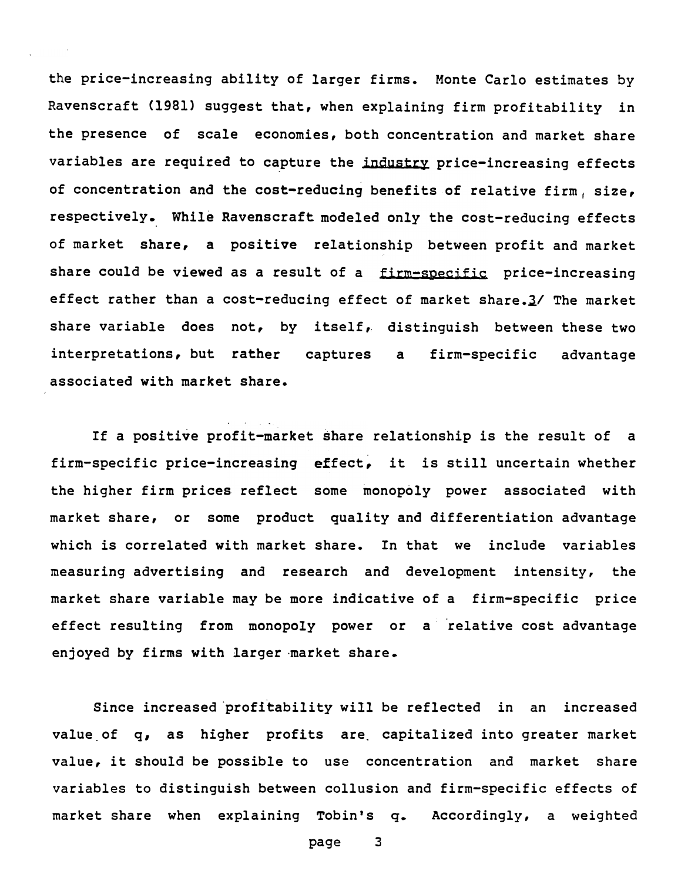the price-increasing ability of larger firms. Monte Carlo estimates by Ravenscraft (1981) suggest that, when explaining firm profitability in the presence of scale economies, both concentration and market share variables are required to capture the _industry_ price-increasing effects of concentration and the cost-reducing benefits of relative firm size, respectively. While Ravenscraft modeled only the cost-reducing effects of market share, a positive relationship between profit and market share could be viewed as a result of a _firm-specific_ price-increasing effect rather than a cost-reducing effect of market share.3/ The market share variable does not, by itself, distinguish between these two interpretations, but rather captures a firm-specific advantage associated with market share.

If a positive profit-market share relationship is the result of a firm-specific price-increasing effect, it is still uncertain whether the higher firm prices reflect some monopoly power associated with market share, or some product quality and differentiation advantage which is correlated with market share. In that we include variables measuring advertising and research and development intensity, the market share variable may be more indicative of a firm-specific price effect resulting from monopoly power or a relative cost advantage enjoyed by firms with larger market share.

Since increased profitability will be reflected in an increased value of q, as higher profits are capitalized into greater market value, it should be possible to use concentration and market share variables to distinguish between collusion and firm-specific effects of market share when explaining Tobin's q. Accordingly, a weighted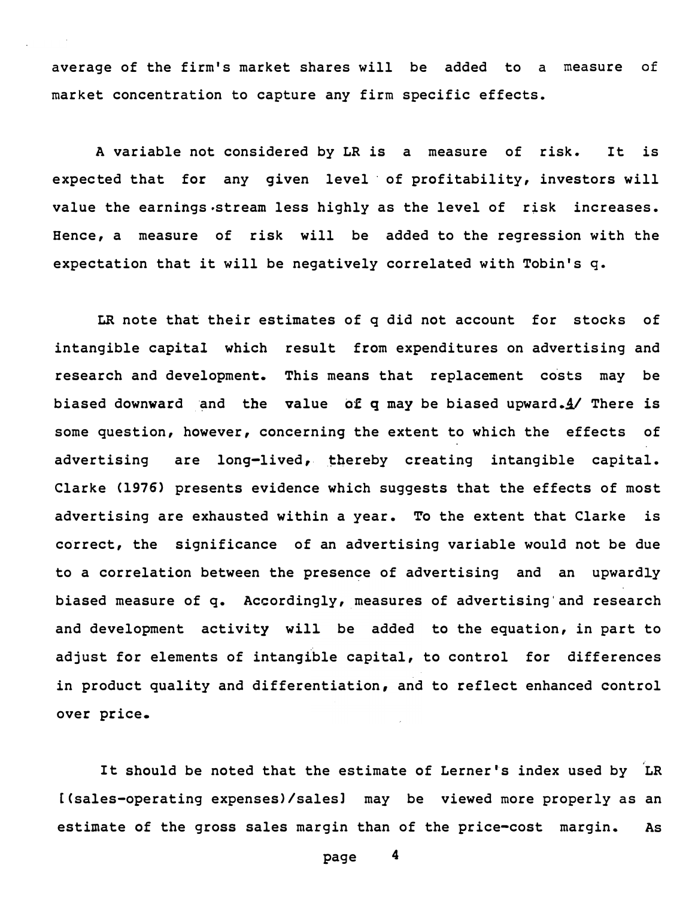average of the firm's market shares will be added to a measure of market concentration to capture any firm specific effects.

A variable not considered by LR is a measure of risk. It is expected that for any given level of profitability, investors will value the earnings stream less highly as the level of risk increases. Hence, a measure of risk will be added to the regression with the expectation that it will be negatively correlated with Tobin's q.

LR note that their estimates of q did not account for stocks of intangible capital which result from expenditures on advertising and research and development. This means that replacement costs may be biased downward and the value of q may be biased upward.4/ There is some question, however, concerning the extent to which the effects of advertising are long-lived, thereby creating intangible capital. Clarke (1976) presents evidence which suggests that the effects of most advertising are exhausted within a year. To the extent that Clarke is correct, the significance of an advertising variable would not be due to a correlation between the presence of advertising and an upwardly biased measure of q. Accordingly, measures of advertising and research and development activity will be added to the equation, in part to adjust for elements of intangible capital, to control for differences in product quality and differentiation, and to reflect enhanced control over price.

It should be noted that the estimate of Lerner's index used by LR [(sales-operating expenses)/sales] may be viewed more properly as an estimate of the gross sales margin than of the price-cost margin. As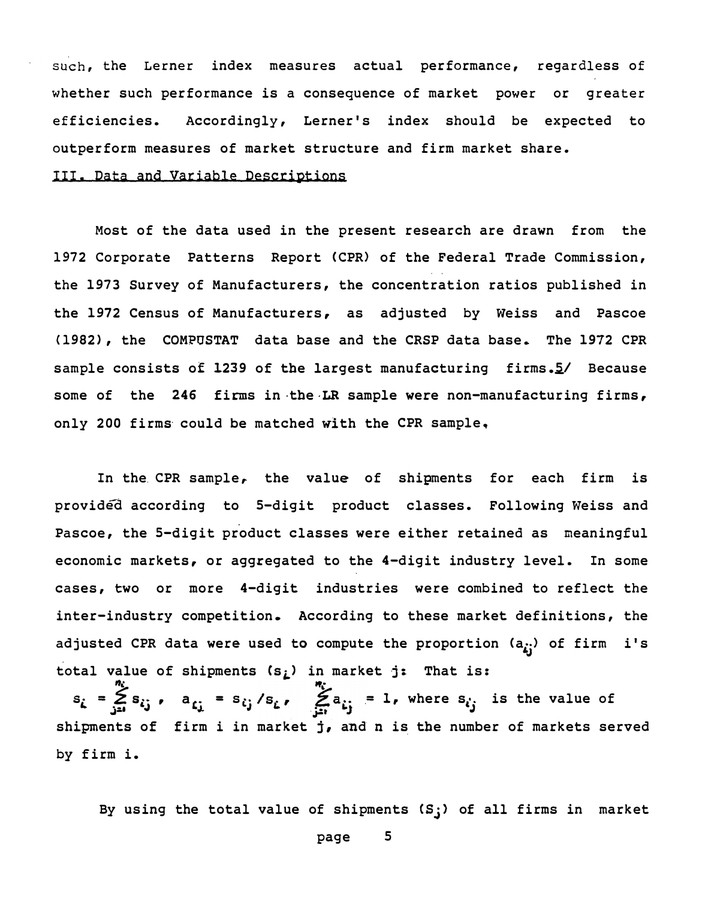such, the Lerner index measures actual performance, regardless of whether such performance is a consequence of market power or greater efficiencies. Accordingly, Lerner's index should be expected to outperform measures of market structure and firm market share.

## III. Data and Variable Descriptions

Most of the data used in the present research are drawn from the 1972 Corporate Patterns Report (CPR) of the Federal Trade Commission, the 1973 Survey of Manufacturers, the concentration ratios published in the 1972 Census of Manufacturers, as adjusted by Weiss and Pascoe (1982), the COMPUSTAT data base and the CRSP data base. The 1972 CPR sample consists of 1239 of the largest manufacturing firms.5/ Because some of the 246 firms in the LR sample were non-manufacturing firms, only 200 firms could be matched with the CPR sample.

In the CPR sample, the value of shipments for each firm is provided according to 5-digit product classes. Following Weiss and Pascoe, the 5-digit product classes were either retained as meaningful economic markets, or aggregated to the 4-digit industry level. In some cases, two or more 4-digit industries were combined to reflect the inter-industry competition. According to these market definitions, the adjusted CPR data were used to compute the proportion ($a_{ij}$) of firm i's total value of shipments ($s_i$) in market j: That is:

$s_i = \sum_{j=1}^{n_i} s_{ij}$, $a_{ij} = s_{ij}/s_i$, $\sum_{j=1}^{n_i} a_{ij} = 1$, where $s_{ij}$ is the value of shipments of firm i in market j, and n is the number of markets served by firm i.

By using the total value of shipments ($S_j$) of all firms in market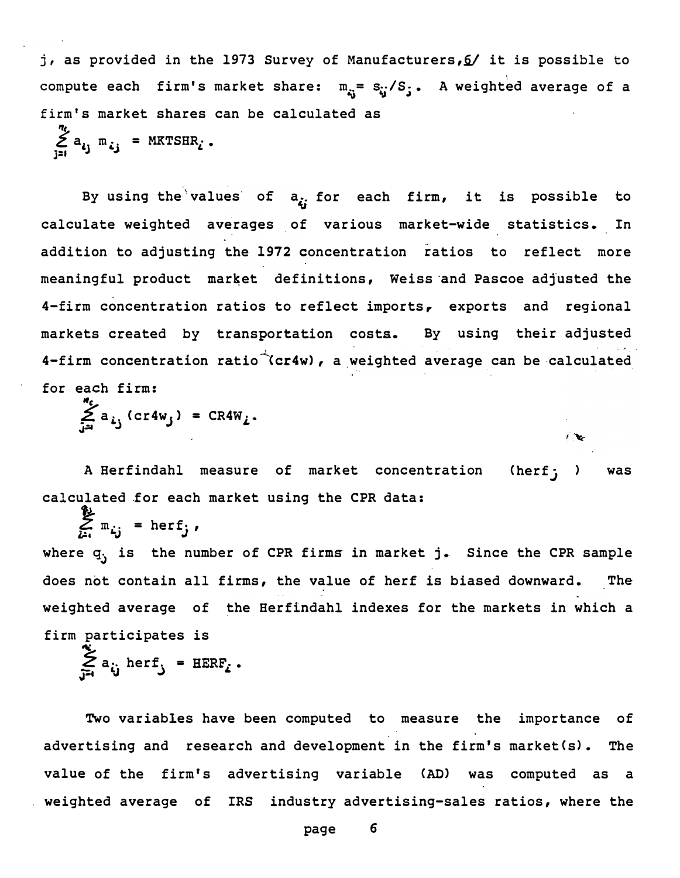j, as provided in the 1973 Survey of Manufacturers,6/ it is possible to compute each firm's market share: $m_{ij} = s_{ij}/S_j$. A weighted average of a firm's market shares can be calculated as

$$\sum_{j=1}^{n_i} a_{ij}\, m_{ij} = MKTSHR_i .$$

By using the values of $a_{ij}$ for each firm, it is possible to calculate weighted averages of various market-wide statistics. In addition to adjusting the 1972 concentration ratios to reflect more meaningful product market definitions, Weiss and Pascoe adjusted the 4-firm concentration ratios to reflect imports, exports and regional markets created by transportation costs. By using their adjusted 4-firm concentration ratio (cr4w), a weighted average can be calculated for each firm:

$$\sum_{j=1}^{n_i} a_{ij}(cr4w_j) = CR4W_i .$$

A Herfindahl measure of market concentration ($herf_j$) was calculated for each market using the CPR data:

$$\sum_{i=1}^{q_j} m_{ij} = herf_j ,$$

where $q_j$ is the number of CPR firms in market j. Since the CPR sample does not contain all firms, the value of herf is biased downward. The weighted average of the Herfindahl indexes for the markets in which a firm participates is

$$\sum_{j=1}^{n_i} a_{ij}\, herf_j = HERF_i .$$

Two variables have been computed to measure the importance of advertising and research and development in the firm's market(s). The value of the firm's advertising variable (AD) was computed as a weighted average of IRS industry advertising-sales ratios, where the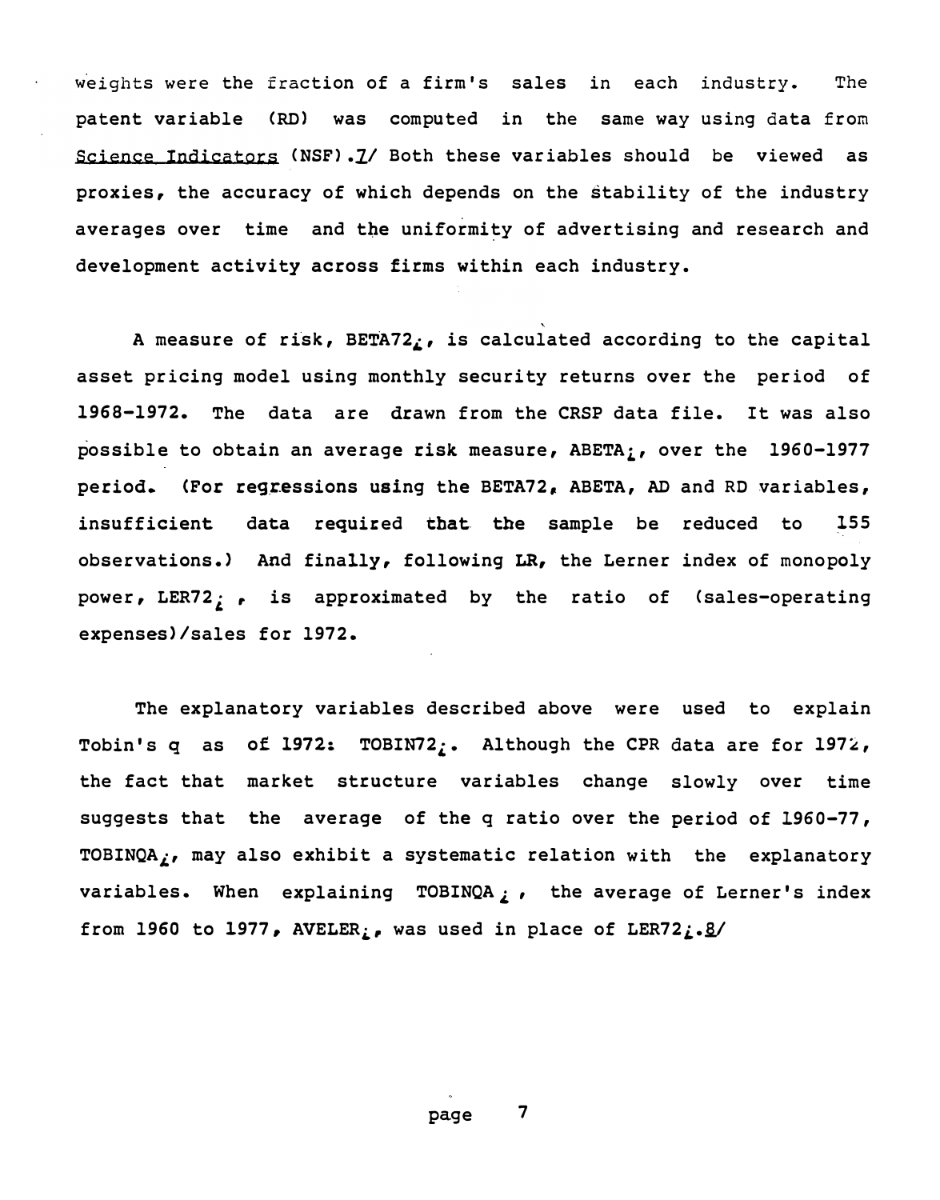weights were the fraction of a firm's sales in each industry. The patent variable (RD) was computed in the same way using data from Science Indicators (NSF).7/ Both these variables should be viewed as proxies, the accuracy of which depends on the stability of the industry averages over time and the uniformity of advertising and research and development activity across firms within each industry.

A measure of risk, $BETA72_i$, is calculated according to the capital asset pricing model using monthly security returns over the period of 1968-1972. The data are drawn from the CRSP data file. It was also possible to obtain an average risk measure, $ABETA_i$, over the 1960-1977 period. (For regressions using the BETA72, ABETA, AD and RD variables, insufficient data required that the sample be reduced to 155 observations.) And finally, following LR, the Lerner index of monopoly power, $LER72_i$, is approximated by the ratio of (sales-operating expenses)/sales for 1972.

The explanatory variables described above were used to explain Tobin's q as of 1972: $TOBIN72_i$. Although the CPR data are for 1972, the fact that market structure variables change slowly over time suggests that the average of the q ratio over the period of 1960-77, $TOBINQA_i$, may also exhibit a systematic relation with the explanatory variables. When explaining $TOBINQA_i$, the average of Lerner's index from 1960 to 1977, $AVELER_i$, was used in place of $LER72_i$.8/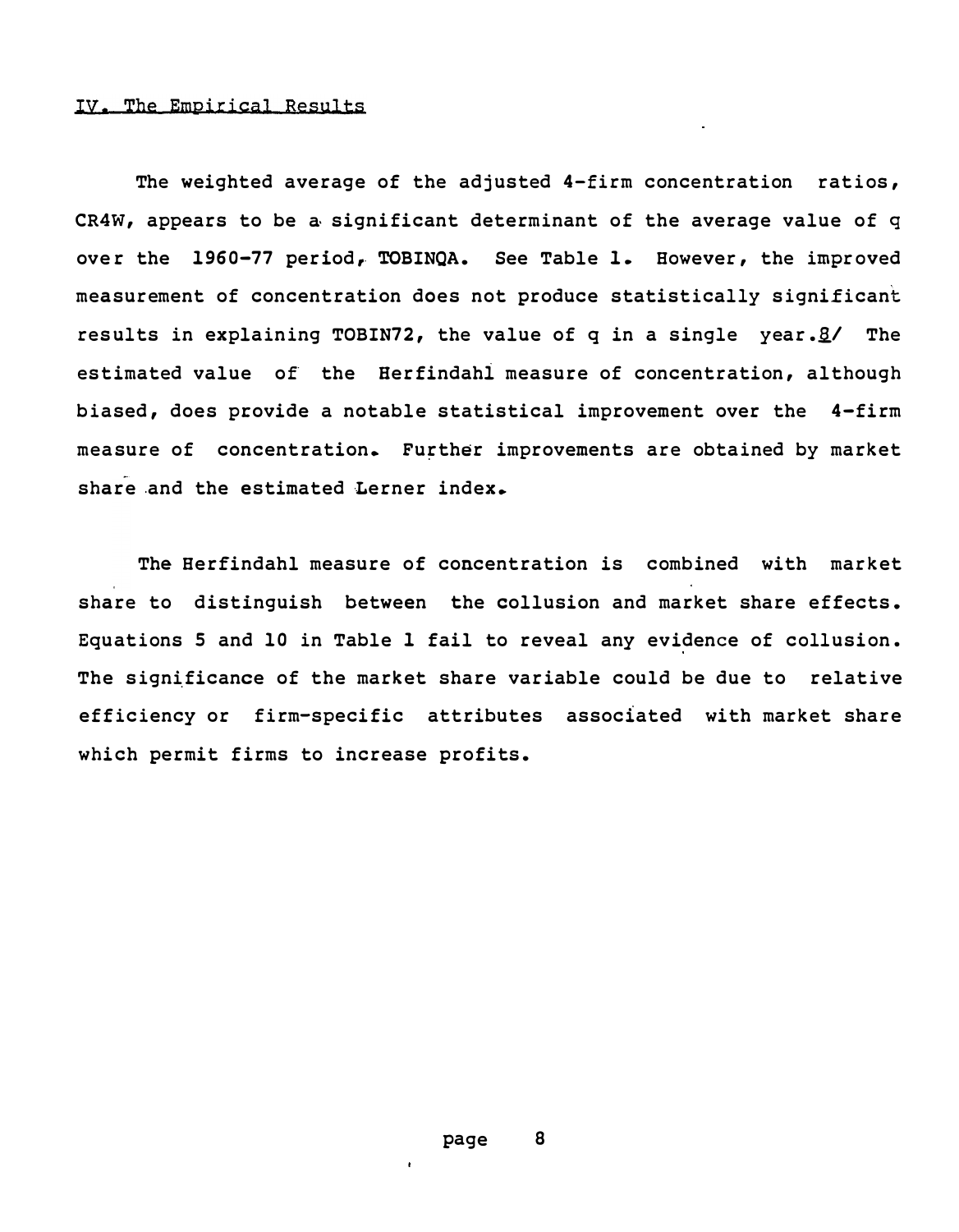## IV. The Empirical Results

The weighted average of the adjusted 4-firm concentration ratios, CR4W, appears to be a significant determinant of the average value of q over the 1960-77 period, TOBINQA. See Table 1. However, the improved measurement of concentration does not produce statistically significant results in explaining TOBIN72, the value of q in a single year.[8] The estimated value of the Herfindahl measure of concentration, although biased, does provide a notable statistical improvement over the 4-firm measure of concentration. Further improvements are obtained by market share and the estimated Lerner index.

The Herfindahl measure of concentration is combined with market share to distinguish between the collusion and market share effects. Equations 5 and 10 in Table 1 fail to reveal any evidence of collusion. The significance of the market share variable could be due to relative efficiency or firm-specific attributes associated with market share which permit firms to increase profits.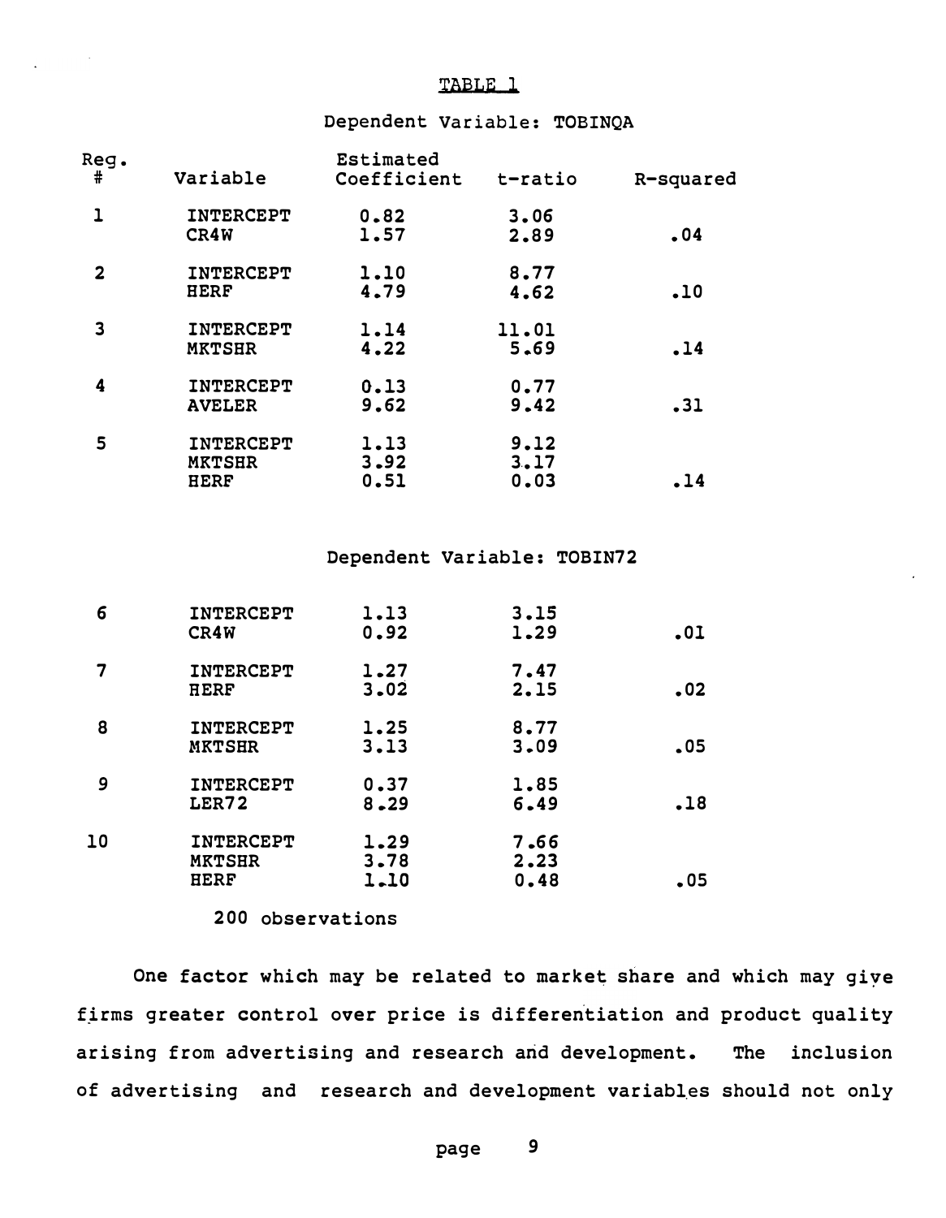TABLE 1

Dependent Variable: TOBINQA

| Reg. # | Variable | Estimated Coefficient | t-ratio | R-squared |
|---|---|---|---|---|
| 1 | INTERCEPT | 0.82 | 3.06 | |
| | CR4W | 1.57 | 2.89 | .04 |
| 2 | INTERCEPT | 1.10 | 8.77 | |
| | HERF | 4.79 | 4.62 | .10 |
| 3 | INTERCEPT | 1.14 | 11.01 | |
| | MKTSHR | 4.22 | 5.69 | .14 |
| 4 | INTERCEPT | 0.13 | 0.77 | |
| | AVELER | 9.62 | 9.42 | .31 |
| 5 | INTERCEPT | 1.13 | 9.12 | |
| | MKTSHR | 3.92 | 3.17 | |
| | HERF | 0.51 | 0.03 | .14 |

Dependent Variable: TOBIN72

| Reg. # | Variable | Estimated Coefficient | t-ratio | R-squared |
|---|---|---|---|---|
| 6 | INTERCEPT | 1.13 | 3.15 | |
| | CR4W | 0.92 | 1.29 | .01 |
| 7 | INTERCEPT | 1.27 | 7.47 | |
| | HERF | 3.02 | 2.15 | .02 |
| 8 | INTERCEPT | 1.25 | 8.77 | |
| | MKTSHR | 3.13 | 3.09 | .05 |
| 9 | INTERCEPT | 0.37 | 1.85 | |
| | LER72 | 8.29 | 6.49 | .18 |
| 10 | INTERCEPT | 1.29 | 7.66 | |
| | MKTSHR | 3.78 | 2.23 | |
| | HERF | 1.10 | 0.48 | .05 |

200 observations

One factor which may be related to market share and which may give firms greater control over price is differentiation and product quality arising from advertising and research and development. The inclusion of advertising and research and development variables should not only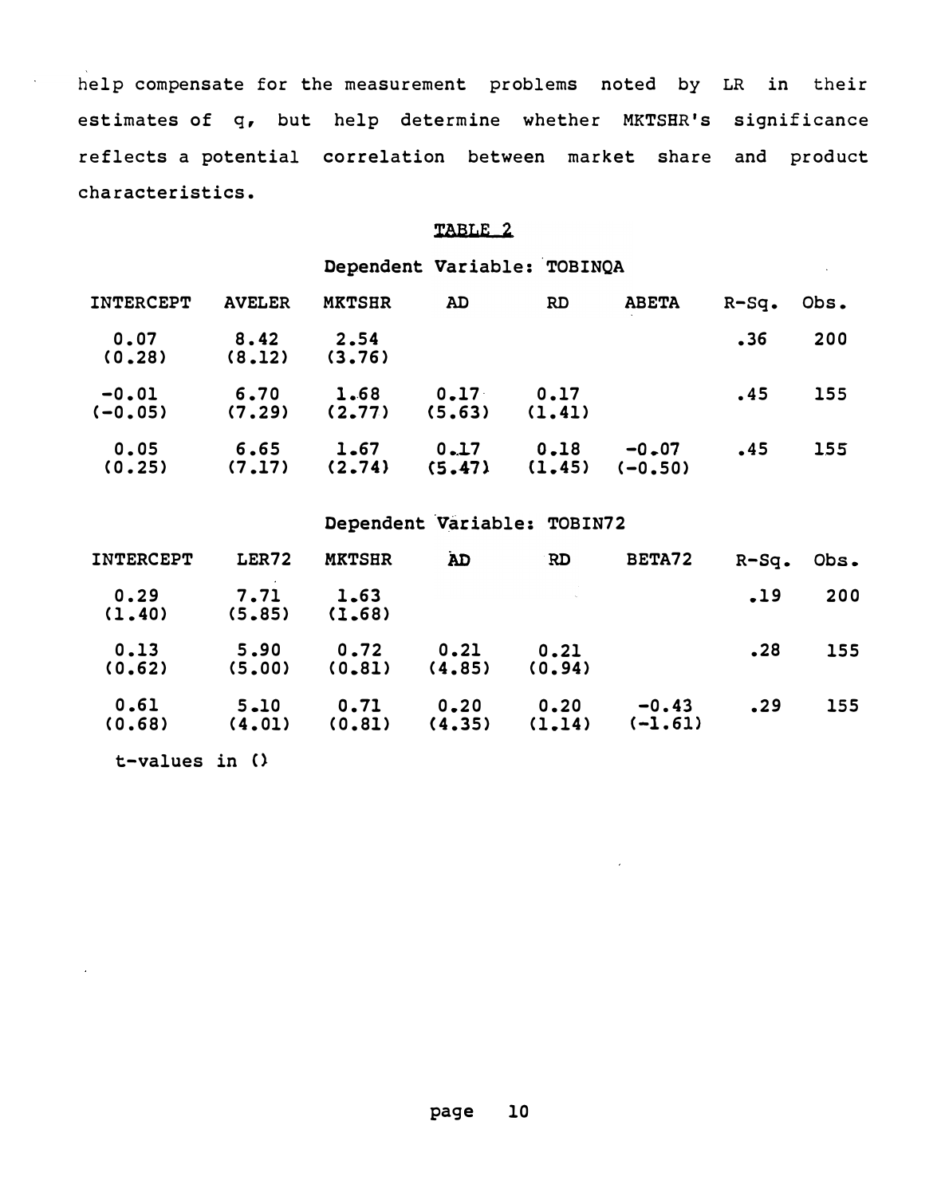help compensate for the measurement problems noted by LR in their estimates of q, but help determine whether MKTSHR's significance reflects a potential correlation between market share and product characteristics.

TABLE 2

Dependent Variable: TOBINQA

| INTERCEPT | AVELER | MKTSHR | AD | RD | ABETA | R-Sq. | Obs. |
|---|---|---|---|---|---|---|---|
| 0.07<br>(0.28) | 8.42<br>(8.12) | 2.54<br>(3.76) | | | | .36 | 200 |
| -0.01<br>(-0.05) | 6.70<br>(7.29) | 1.68<br>(2.77) | 0.17<br>(5.63) | 0.17<br>(1.41) | | .45 | 155 |
| 0.05<br>(0.25) | 6.65<br>(7.17) | 1.67<br>(2.74) | 0.17<br>(5.47) | 0.18<br>(1.45) | -0.07<br>(-0.50) | .45 | 155 |

Dependent Variable: TOBIN72

| INTERCEPT | LER72 | MKTSHR | AD | RD | BETA72 | R-Sq. | Obs. |
|---|---|---|---|---|---|---|---|
| 0.29<br>(1.40) | 7.71<br>(5.85) | 1.63<br>(1.68) | | | | .19 | 200 |
| 0.13<br>(0.62) | 5.90<br>(5.00) | 0.72<br>(0.81) | 0.21<br>(4.85) | 0.21<br>(0.94) | | .28 | 155 |
| 0.61<br>(0.68) | 5.10<br>(4.01) | 0.71<br>(0.81) | 0.20<br>(4.35) | 0.20<br>(1.14) | -0.43<br>(-1.61) | .29 | 155 |

t-values in ()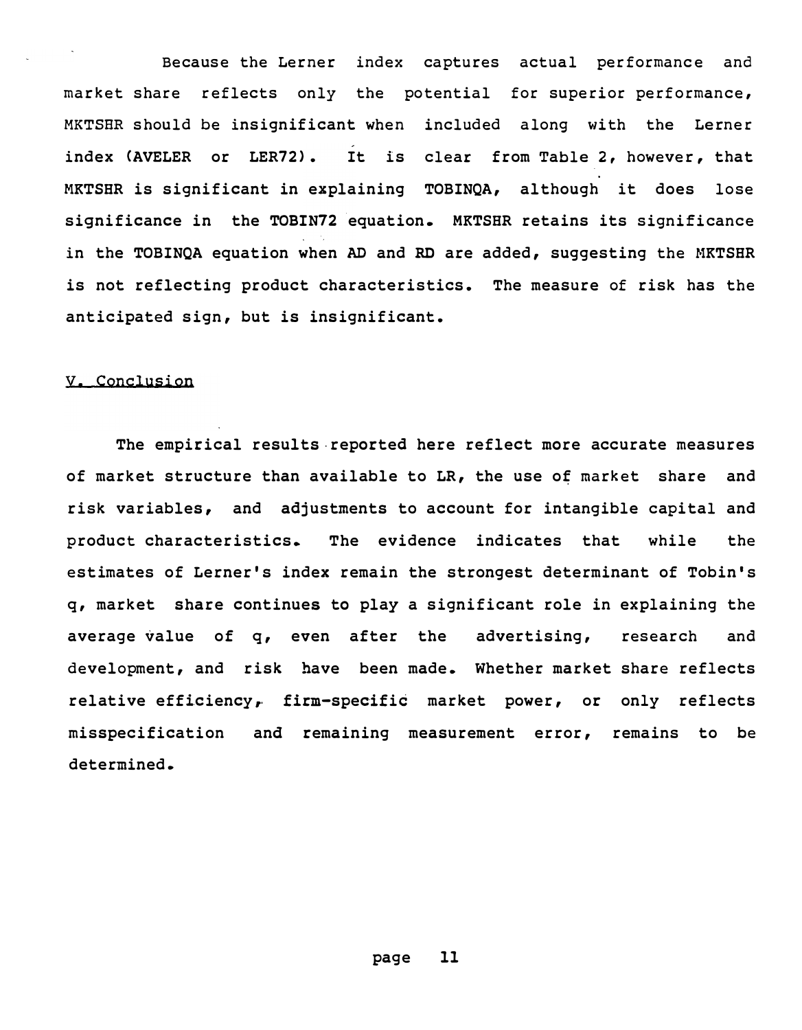Because the Lerner index captures actual performance and market share reflects only the potential for superior performance, MKTSHR should be insignificant when included along with the Lerner index (AVELER or LER72). It is clear from Table 2, however, that MKTSHR is significant in explaining TOBINQA, although it does lose significance in the TOBIN72 equation. MKTSHR retains its significance in the TOBINQA equation when AD and RD are added, suggesting the MKTSHR is not reflecting product characteristics. The measure of risk has the anticipated sign, but is insignificant.

## V. Conclusion

The empirical results reported here reflect more accurate measures of market structure than available to LR, the use of market share and risk variables, and adjustments to account for intangible capital and product characteristics. The evidence indicates that while the estimates of Lerner's index remain the strongest determinant of Tobin's q, market share continues to play a significant role in explaining the average value of q, even after the advertising, research and development, and risk have been made. Whether market share reflects relative efficiency, firm-specific market power, or only reflects misspecification and remaining measurement error, remains to be determined.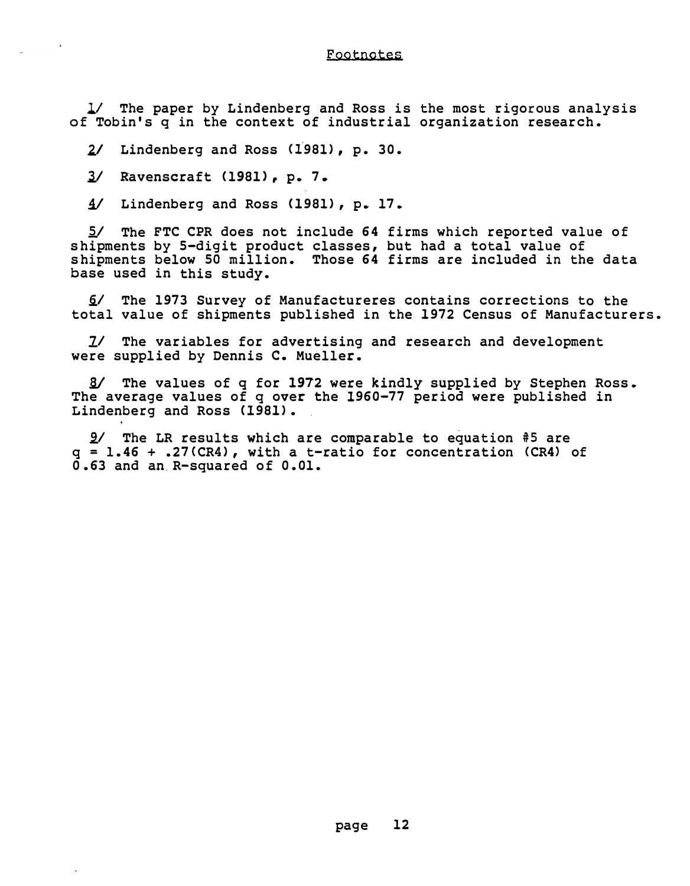## Footnotes

1/ The paper by Lindenberg and Ross is the most rigorous analysis of Tobin's q in the context of industrial organization research.

2/ Lindenberg and Ross (1981), p. 30.

3/ Ravenscraft (1981), p. 7.

4/ Lindenberg and Ross (1981), p. 17.

5/ The FTC CPR does not include 64 firms which reported value of shipments by 5-digit product classes, but had a total value of shipments below 50 million. Those 64 firms are included in the data base used in this study.

6/ The 1973 Survey of Manufactureres contains corrections to the total value of shipments published in the 1972 Census of Manufacturers.

7/ The variables for advertising and research and development were supplied by Dennis C. Mueller.

8/ The values of q for 1972 were kindly supplied by Stephen Ross. The average values of q over the 1960-77 period were published in Lindenberg and Ross (1981).

9/ The LR results which are comparable to equation #5 are $q = 1.46 + .27(CR4)$, with a t-ratio for concentration (CR4) of 0.63 and an R-squared of 0.01.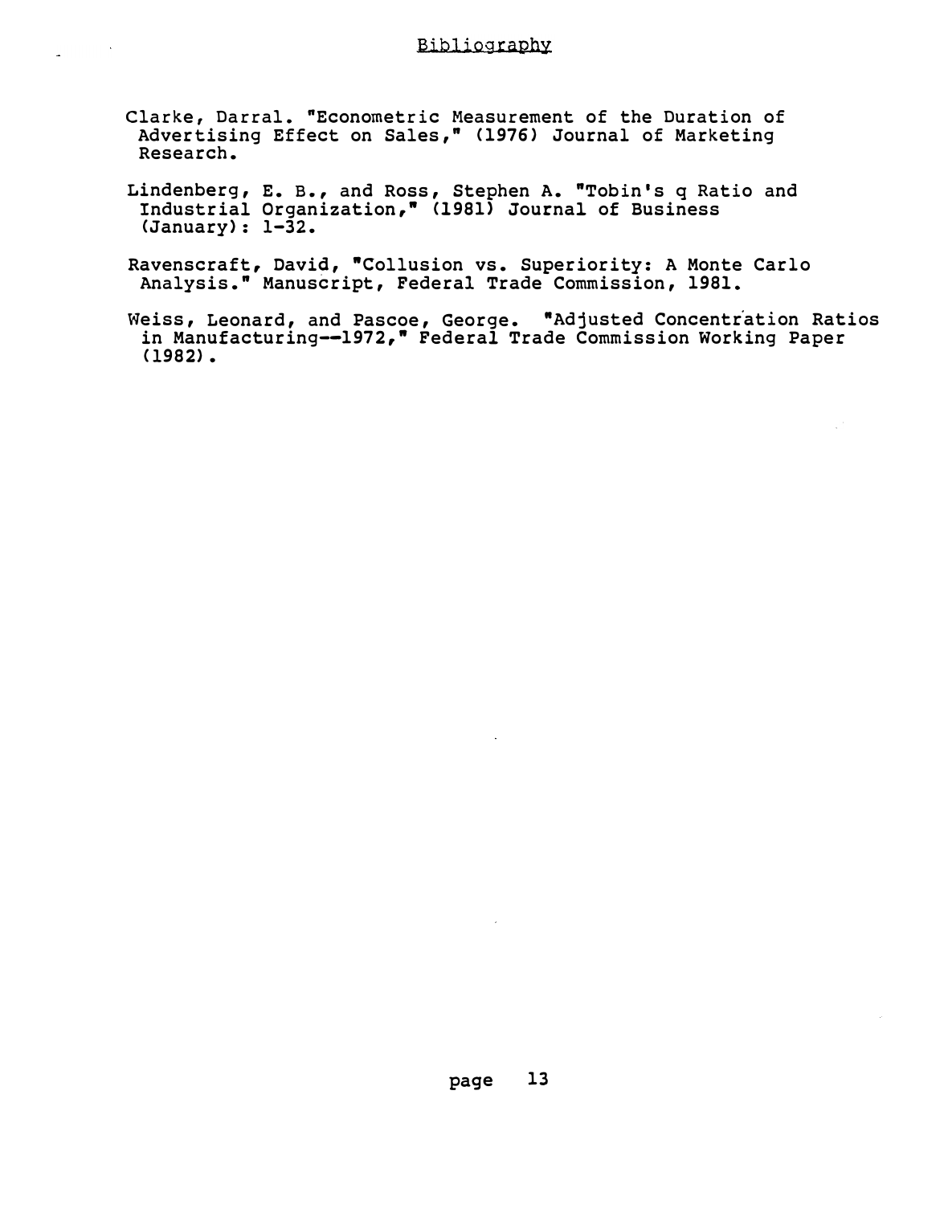# Bibliography

Clarke, Darral. "Econometric Measurement of the Duration of Advertising Effect on Sales," (1976) Journal of Marketing Research.

Lindenberg, E. B., and Ross, Stephen A. "Tobin's q Ratio and Industrial Organization," (1981) Journal of Business (January): 1-32.

Ravenscraft, David, "Collusion vs. Superiority: A Monte Carlo Analysis." Manuscript, Federal Trade Commission, 1981.

Weiss, Leonard, and Pascoe, George. "Adjusted Concentration Ratios in Manufacturing--1972," Federal Trade Commission Working Paper (1982).